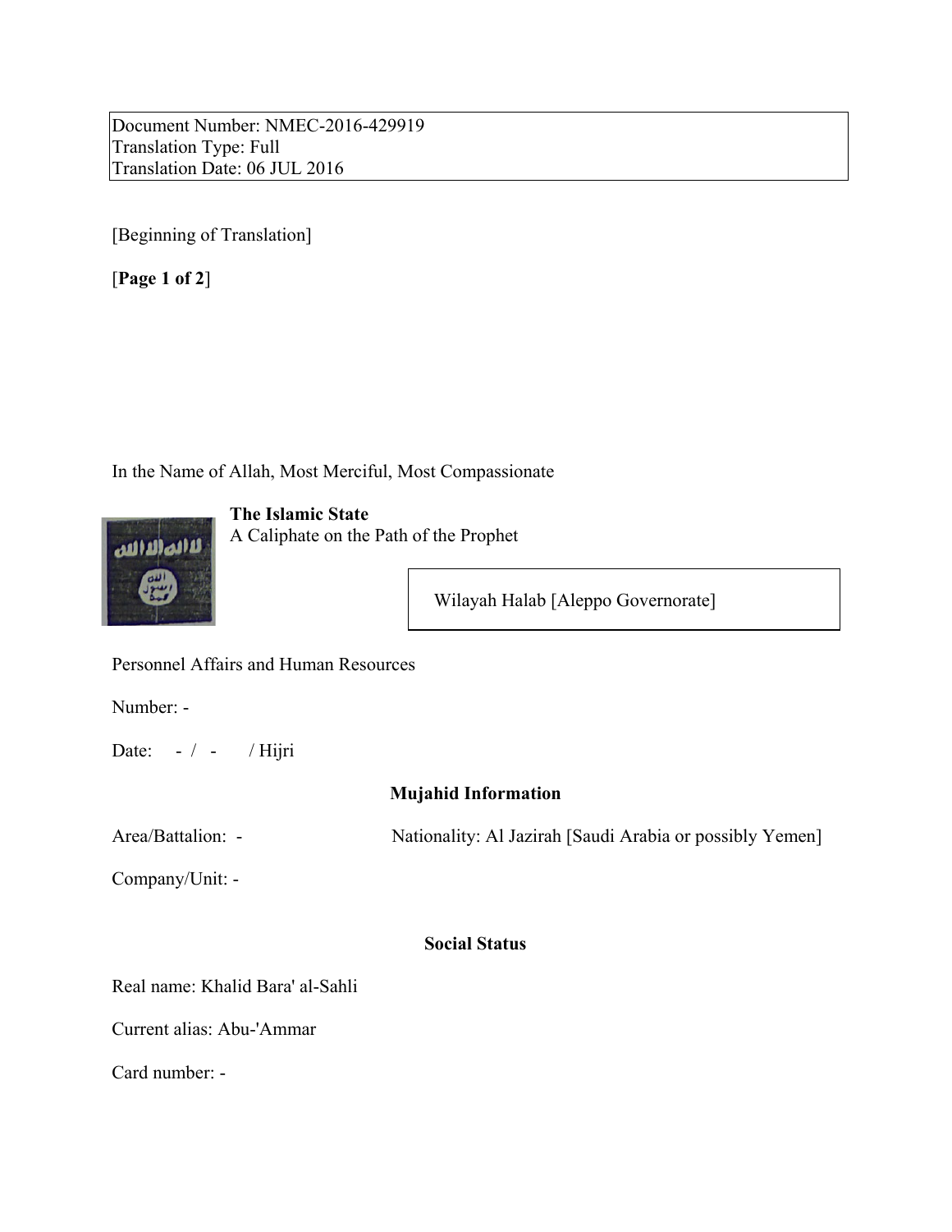Document Number: NMEC-2016-429919
Translation Type: Full
Translation Date: 06 JUL 2016

[Beginning of Translation]

[**Page 1 of 2**]

In the Name of Allah, Most Merciful, Most Compassionate

**The Islamic State**
A Caliphate on the Path of the Prophet

Wilayah Halab [Aleppo Governorate]

Personnel Affairs and Human Resources

Number: -

Date: - / - / Hijri

### Mujahid Information

Area/Battalion: -

Nationality: Al Jazirah [Saudi Arabia or possibly Yemen]

Company/Unit: -

### Social Status

Real name: Khalid Bara' al-Sahli

Current alias: Abu-'Ammar

Card number: -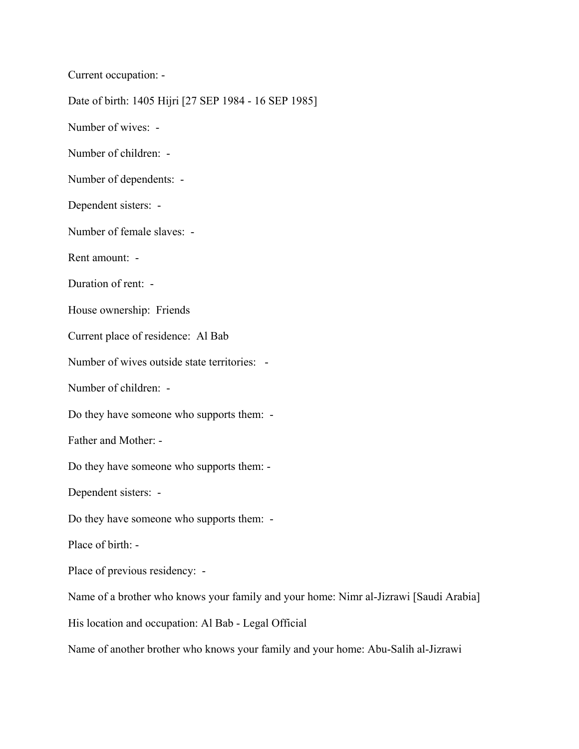Current occupation: -

Date of birth: 1405 Hijri [27 SEP 1984 - 16 SEP 1985]

Number of wives: -

Number of children: -

Number of dependents: -

Dependent sisters: -

Number of female slaves: -

Rent amount: -

Duration of rent: -

House ownership: Friends

Current place of residence: Al Bab

Number of wives outside state territories: -

Number of children: -

Do they have someone who supports them: -

Father and Mother: -

Do they have someone who supports them: -

Dependent sisters: -

Do they have someone who supports them: -

Place of birth: -

Place of previous residency: -

Name of a brother who knows your family and your home: Nimr al-Jizrawi [Saudi Arabia]

His location and occupation: Al Bab - Legal Official

Name of another brother who knows your family and your home: Abu-Salih al-Jizrawi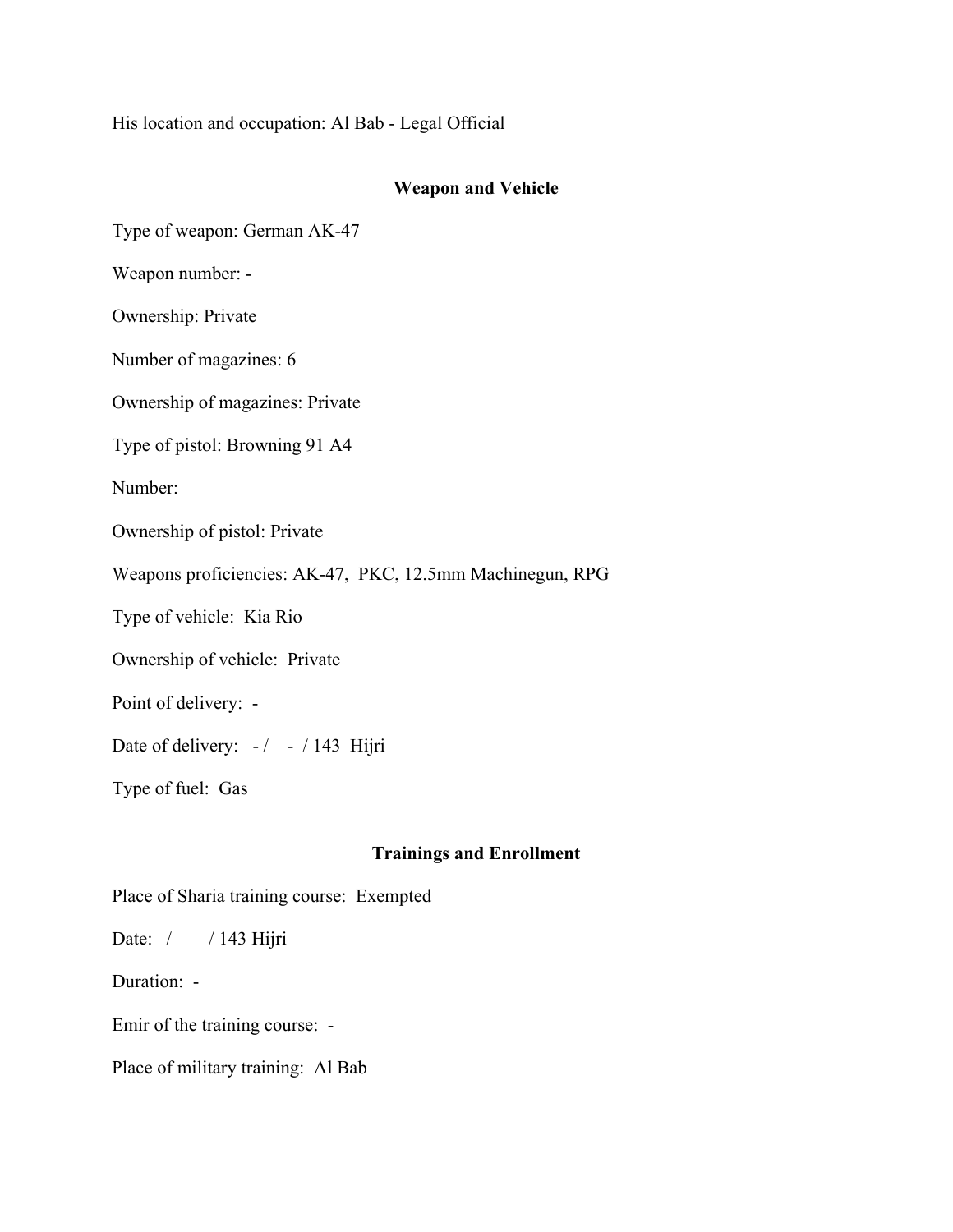His location and occupation: Al Bab - Legal Official

## Weapon and Vehicle

Type of weapon: German AK-47

Weapon number: -

Ownership: Private

Number of magazines: 6

Ownership of magazines: Private

Type of pistol: Browning 91 A4

Number:

Ownership of pistol: Private

Weapons proficiencies: AK-47, PKC, 12.5mm Machinegun, RPG

Type of vehicle: Kia Rio

Ownership of vehicle: Private

Point of delivery: -

Date of delivery: - / - / 143 Hijri

Type of fuel: Gas

## Trainings and Enrollment

Place of Sharia training course: Exempted

Date: / / 143 Hijri

Duration: -

Emir of the training course: -

Place of military training: Al Bab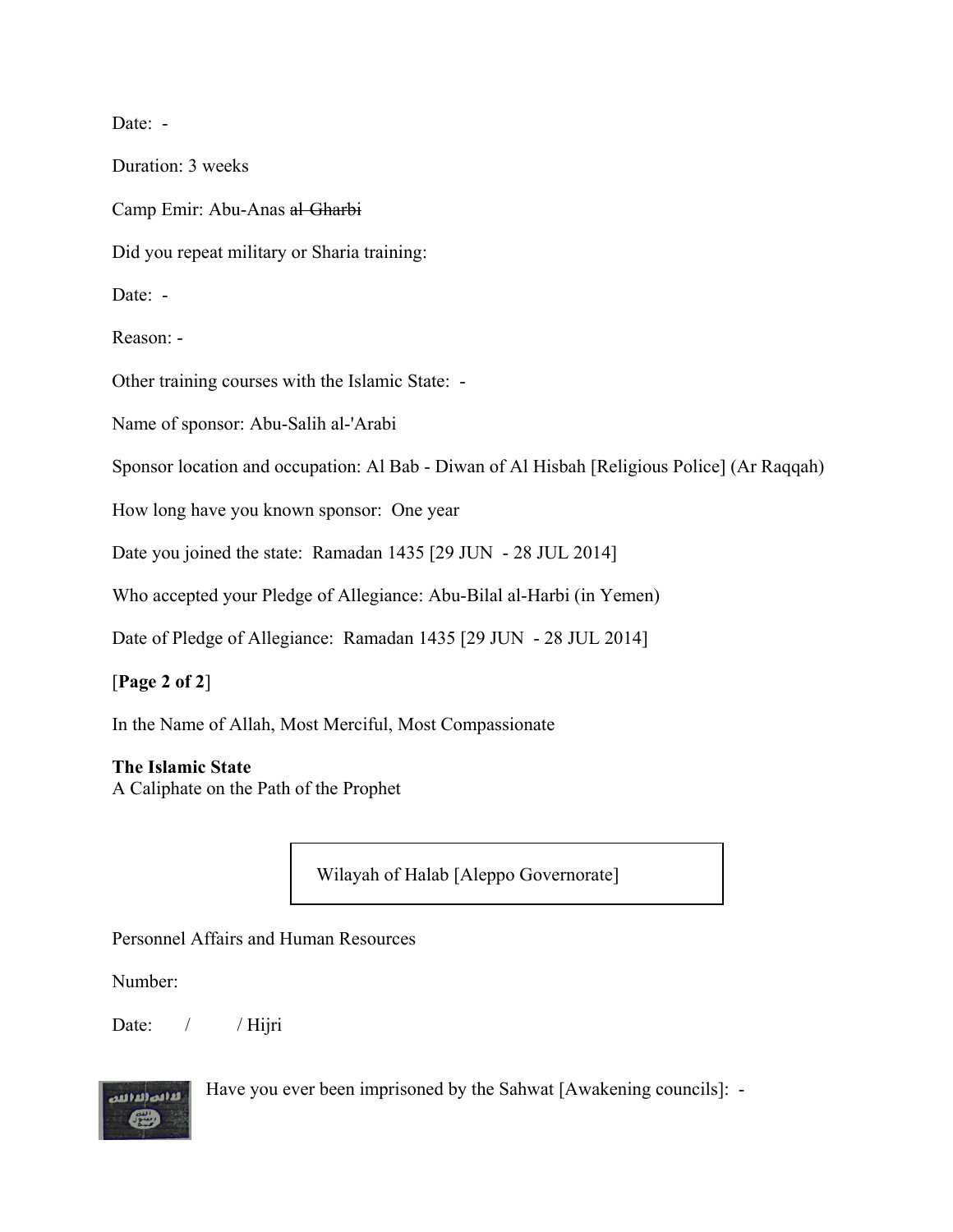Date: -

Duration: 3 weeks

Camp Emir: Abu-Anas ~~al Gharbi~~

Did you repeat military or Sharia training:

Date: -

Reason: -

Other training courses with the Islamic State: -

Name of sponsor: Abu-Salih al-'Arabi

Sponsor location and occupation: Al Bab - Diwan of Al Hisbah [Religious Police] (Ar Raqqah)

How long have you known sponsor: One year

Date you joined the state: Ramadan 1435 [29 JUN - 28 JUL 2014]

Who accepted your Pledge of Allegiance: Abu-Bilal al-Harbi (in Yemen)

Date of Pledge of Allegiance: Ramadan 1435 [29 JUN - 28 JUL 2014]

[**Page 2 of 2**]

In the Name of Allah, Most Merciful, Most Compassionate

**The Islamic State**
A Caliphate on the Path of the Prophet

| Wilayah of Halab [Aleppo Governorate] |
| --- |

Personnel Affairs and Human Resources

Number:

Date: / / Hijri

Have you ever been imprisoned by the Sahwat [Awakening councils]: -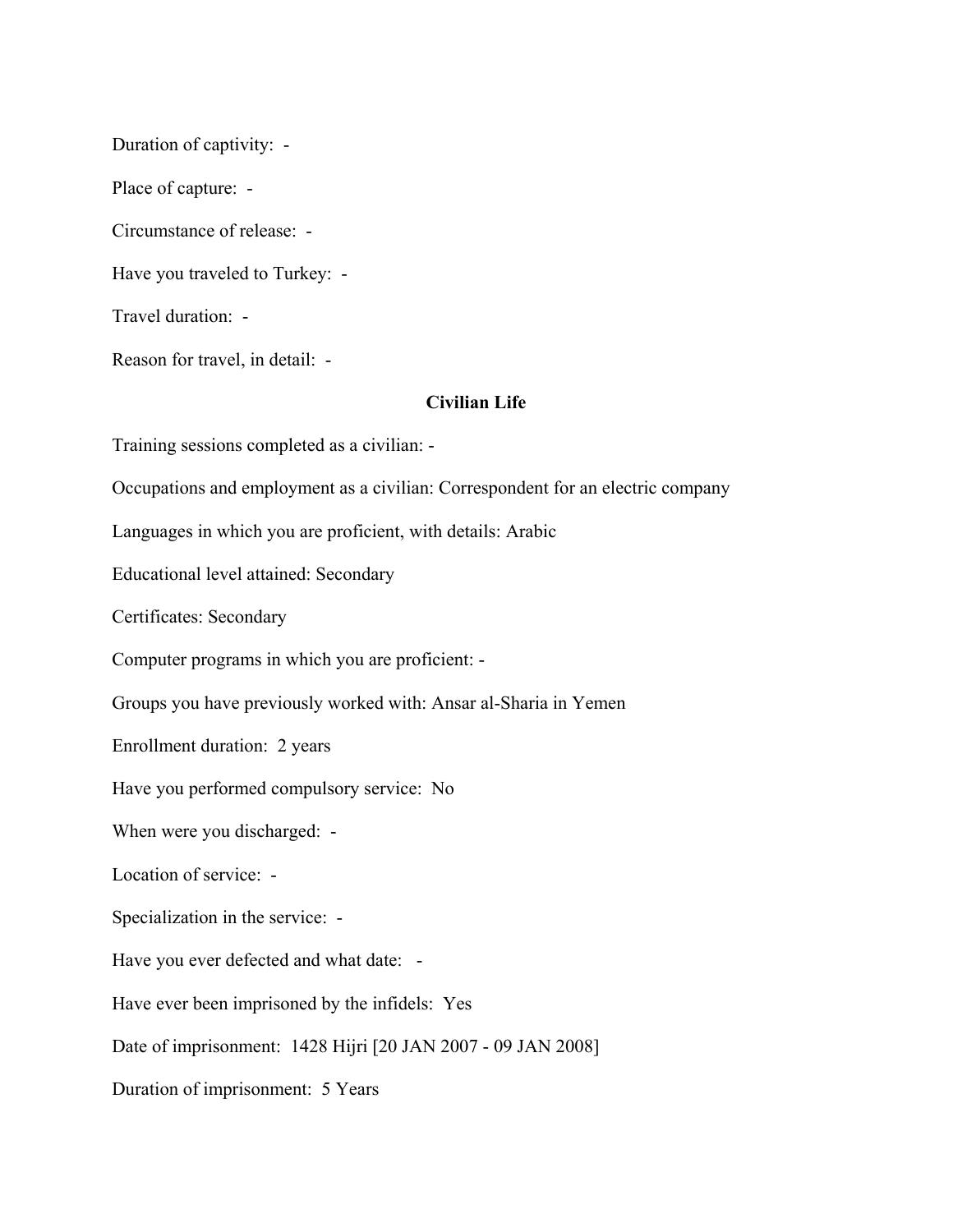Duration of captivity: -

Place of capture: -

Circumstance of release: -

Have you traveled to Turkey: -

Travel duration: -

Reason for travel, in detail: -

## Civilian Life

Training sessions completed as a civilian: -

Occupations and employment as a civilian: Correspondent for an electric company

Languages in which you are proficient, with details: Arabic

Educational level attained: Secondary

Certificates: Secondary

Computer programs in which you are proficient: -

Groups you have previously worked with: Ansar al-Sharia in Yemen

Enrollment duration: 2 years

Have you performed compulsory service: No

When were you discharged: -

Location of service: -

Specialization in the service: -

Have you ever defected and what date: -

Have ever been imprisoned by the infidels: Yes

Date of imprisonment: 1428 Hijri [20 JAN 2007 - 09 JAN 2008]

Duration of imprisonment: 5 Years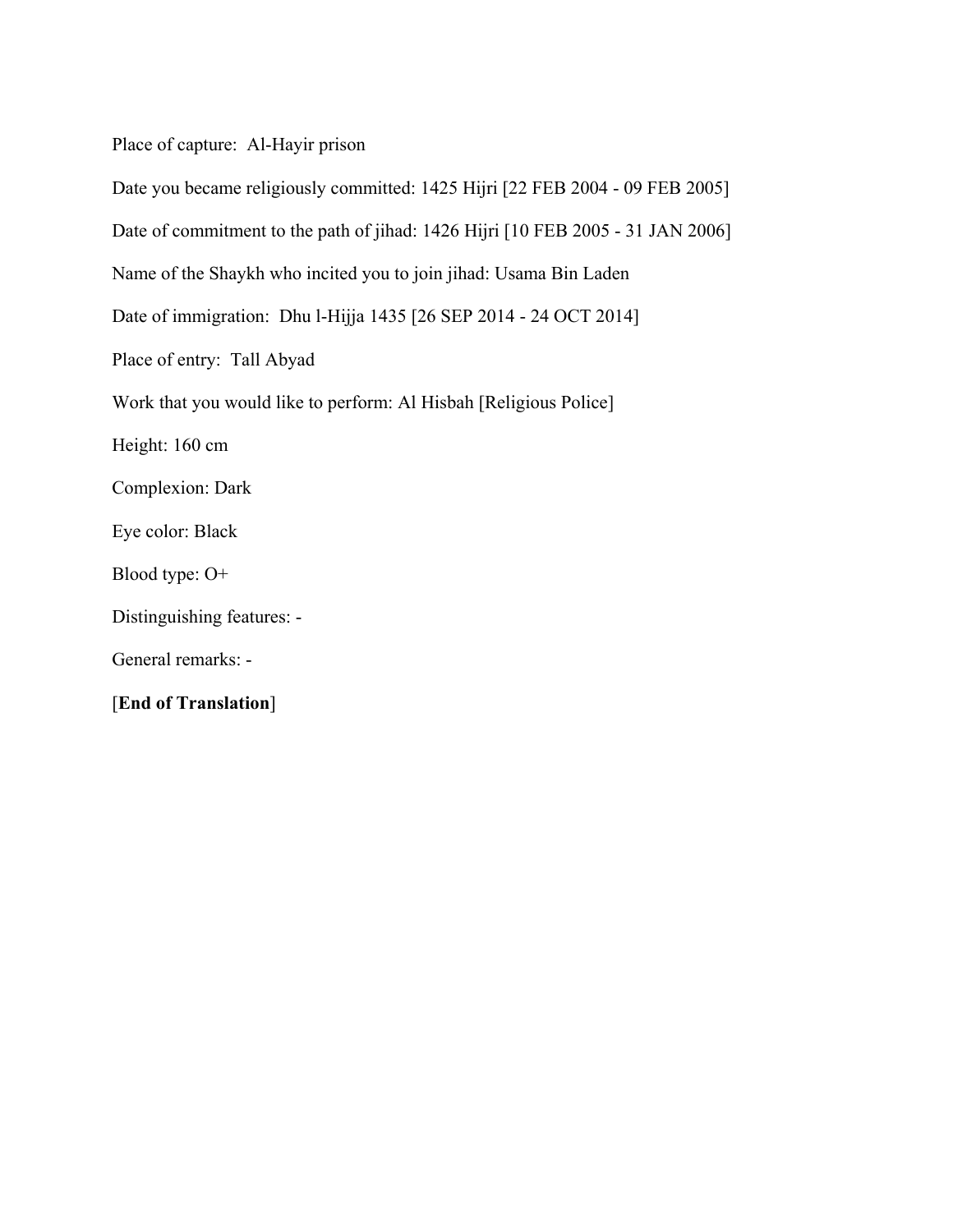Place of capture: Al-Hayir prison

Date you became religiously committed: 1425 Hijri [22 FEB 2004 - 09 FEB 2005]

Date of commitment to the path of jihad: 1426 Hijri [10 FEB 2005 - 31 JAN 2006]

Name of the Shaykh who incited you to join jihad: Usama Bin Laden

Date of immigration: Dhu l-Hijja 1435 [26 SEP 2014 - 24 OCT 2014]

Place of entry: Tall Abyad

Work that you would like to perform: Al Hisbah [Religious Police]

Height: 160 cm

Complexion: Dark

Eye color: Black

Blood type: O+

Distinguishing features: -

General remarks: -

[**End of Translation**]